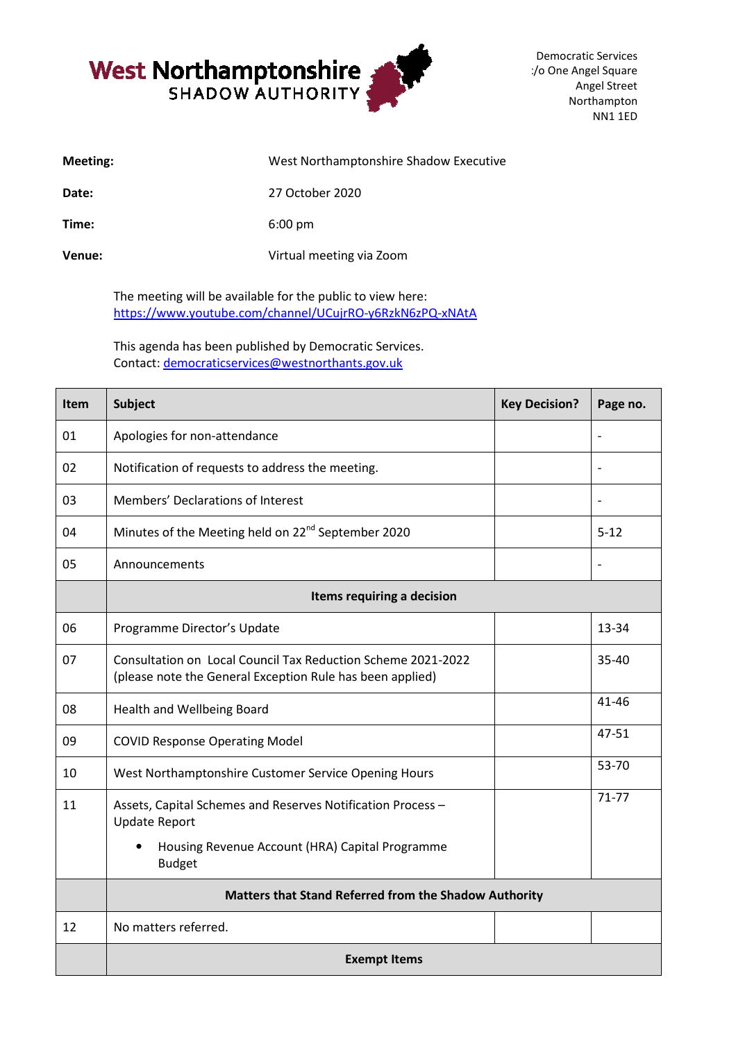**West Northamptonshire**
SHADOW AUTHORITY

Democratic Services
:/o One Angel Square
Angel Street
Northampton
NN1 1ED

| | |
|---|---|
| **Meeting:** | West Northamptonshire Shadow Executive |
| **Date:** | 27 October 2020 |
| **Time:** | 6:00 pm |
| **Venue:** | Virtual meeting via Zoom |

The meeting will be available for the public to view here:
https://www.youtube.com/channel/UCujrRO-y6RzkN6zPQ-xNAtA

This agenda has been published by Democratic Services.
Contact: democraticservices@westnorthants.gov.uk

| Item | Subject | Key Decision? | Page no. |
|---|---|---|---|
| 01 | Apologies for non-attendance | | - |
| 02 | Notification of requests to address the meeting. | | - |
| 03 | Members' Declarations of Interest | | - |
| 04 | Minutes of the Meeting held on 22nd September 2020 | | 5-12 |
| 05 | Announcements | | - |
| | **Items requiring a decision** | | |
| 06 | Programme Director's Update | | 13-34 |
| 07 | Consultation on Local Council Tax Reduction Scheme 2021-2022 (please note the General Exception Rule has been applied) | | 35-40 |
| 08 | Health and Wellbeing Board | | 41-46 |
| 09 | COVID Response Operating Model | | 47-51 |
| 10 | West Northamptonshire Customer Service Opening Hours | | 53-70 |
| 11 | Assets, Capital Schemes and Reserves Notification Process – Update Report<br>• Housing Revenue Account (HRA) Capital Programme Budget | | 71-77 |
| | **Matters that Stand Referred from the Shadow Authority** | | |
| 12 | No matters referred. | | |
| | **Exempt Items** | | |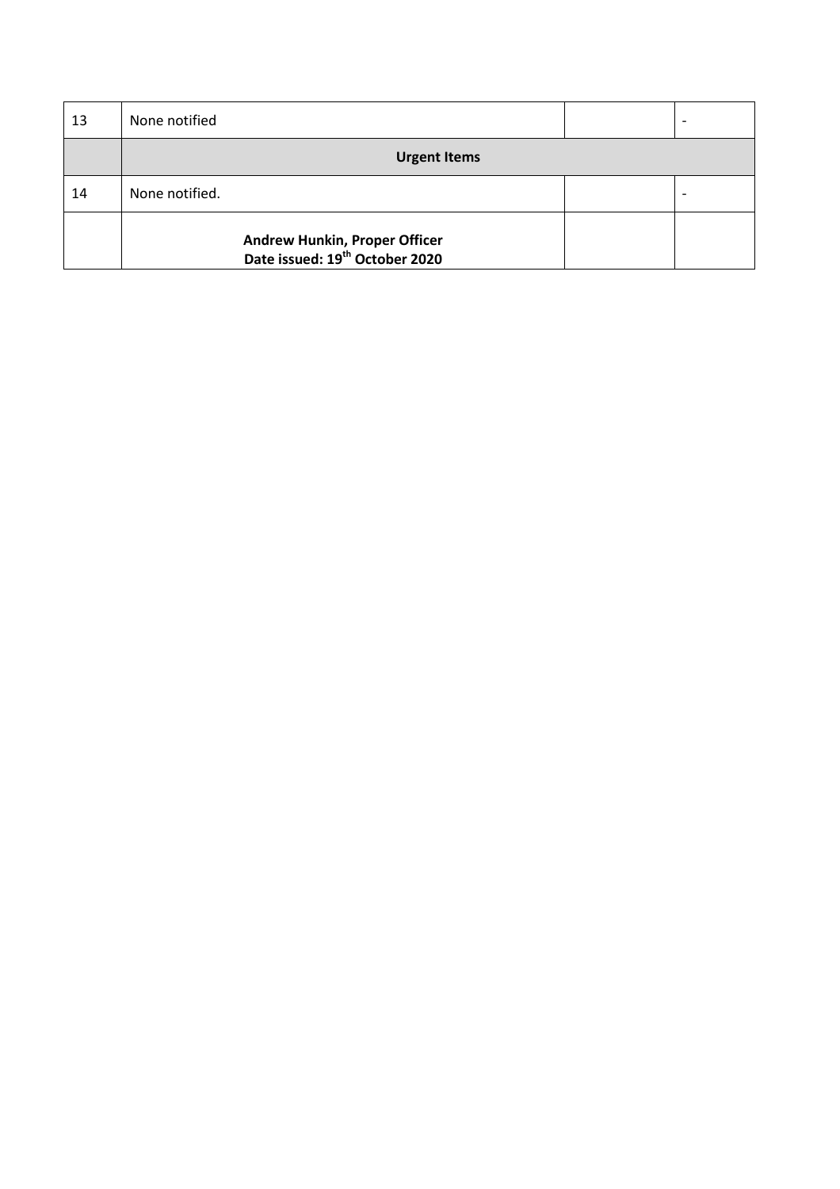| 13 | None notified | | - |
|---|---|---|---|
| | **Urgent Items** | | |
| 14 | None notified. | | - |
| | **Andrew Hunkin, Proper Officer**<br>**Date issued: 19th October 2020** | | |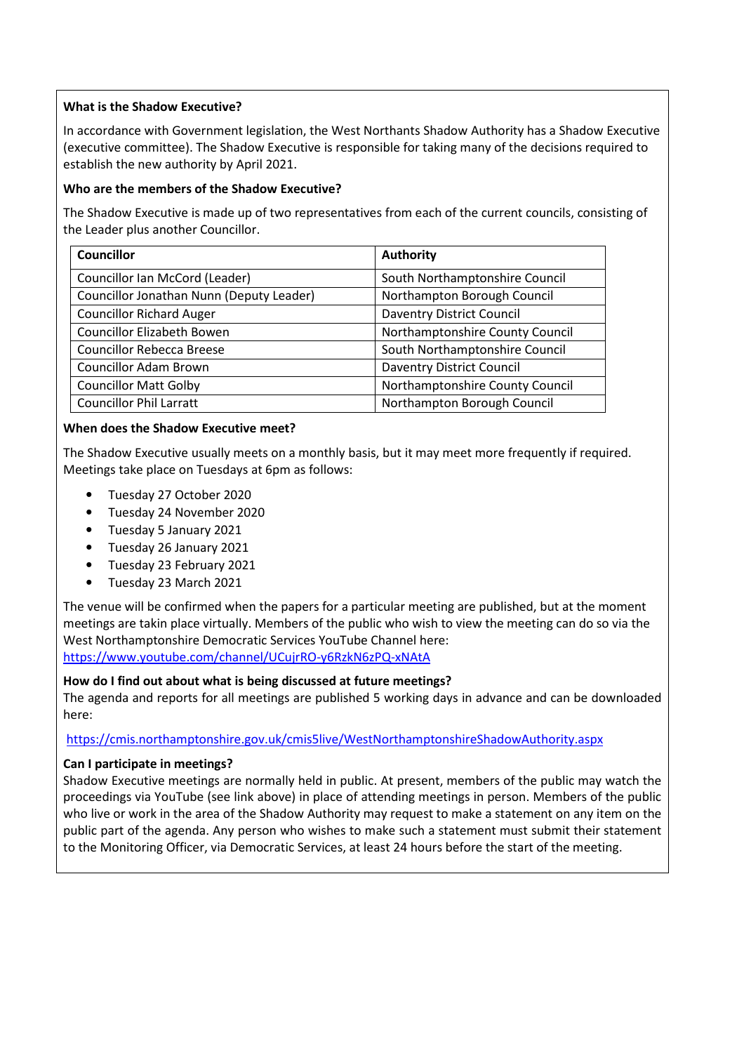### What is the Shadow Executive?

In accordance with Government legislation, the West Northants Shadow Authority has a Shadow Executive (executive committee). The Shadow Executive is responsible for taking many of the decisions required to establish the new authority by April 2021.

### Who are the members of the Shadow Executive?

The Shadow Executive is made up of two representatives from each of the current councils, consisting of the Leader plus another Councillor.

| Councillor | Authority |
|---|---|
| Councillor Ian McCord (Leader) | South Northamptonshire Council |
| Councillor Jonathan Nunn (Deputy Leader) | Northampton Borough Council |
| Councillor Richard Auger | Daventry District Council |
| Councillor Elizabeth Bowen | Northamptonshire County Council |
| Councillor Rebecca Breese | South Northamptonshire Council |
| Councillor Adam Brown | Daventry District Council |
| Councillor Matt Golby | Northamptonshire County Council |
| Councillor Phil Larratt | Northampton Borough Council |

### When does the Shadow Executive meet?

The Shadow Executive usually meets on a monthly basis, but it may meet more frequently if required. Meetings take place on Tuesdays at 6pm as follows:

- Tuesday 27 October 2020
- Tuesday 24 November 2020
- Tuesday 5 January 2021
- Tuesday 26 January 2021
- Tuesday 23 February 2021
- Tuesday 23 March 2021

The venue will be confirmed when the papers for a particular meeting are published, but at the moment meetings are takin place virtually. Members of the public who wish to view the meeting can do so via the West Northamptonshire Democratic Services YouTube Channel here:
https://www.youtube.com/channel/UCujrRO-y6RzkN6zPQ-xNAtA

### How do I find out about what is being discussed at future meetings?

The agenda and reports for all meetings are published 5 working days in advance and can be downloaded here:

https://cmis.northamptonshire.gov.uk/cmis5live/WestNorthamptonshireShadowAuthority.aspx

### Can I participate in meetings?

Shadow Executive meetings are normally held in public. At present, members of the public may watch the proceedings via YouTube (see link above) in place of attending meetings in person. Members of the public who live or work in the area of the Shadow Authority may request to make a statement on any item on the public part of the agenda. Any person who wishes to make such a statement must submit their statement to the Monitoring Officer, via Democratic Services, at least 24 hours before the start of the meeting.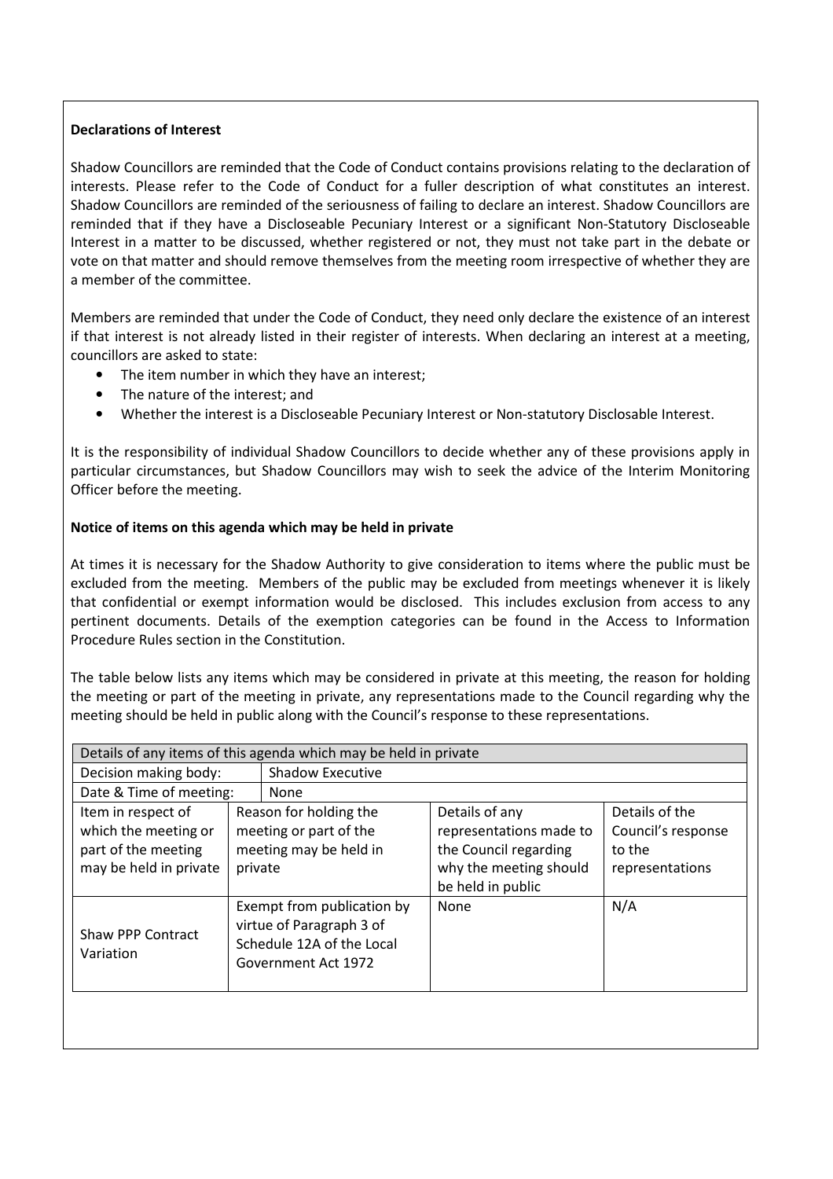**Declarations of Interest**

Shadow Councillors are reminded that the Code of Conduct contains provisions relating to the declaration of interests. Please refer to the Code of Conduct for a fuller description of what constitutes an interest. Shadow Councillors are reminded of the seriousness of failing to declare an interest. Shadow Councillors are reminded that if they have a Discloseable Pecuniary Interest or a significant Non-Statutory Discloseable Interest in a matter to be discussed, whether registered or not, they must not take part in the debate or vote on that matter and should remove themselves from the meeting room irrespective of whether they are a member of the committee.

Members are reminded that under the Code of Conduct, they need only declare the existence of an interest if that interest is not already listed in their register of interests. When declaring an interest at a meeting, councillors are asked to state:

- The item number in which they have an interest;
- The nature of the interest; and
- Whether the interest is a Discloseable Pecuniary Interest or Non-statutory Disclosable Interest.

It is the responsibility of individual Shadow Councillors to decide whether any of these provisions apply in particular circumstances, but Shadow Councillors may wish to seek the advice of the Interim Monitoring Officer before the meeting.

**Notice of items on this agenda which may be held in private**

At times it is necessary for the Shadow Authority to give consideration to items where the public must be excluded from the meeting. Members of the public may be excluded from meetings whenever it is likely that confidential or exempt information would be disclosed. This includes exclusion from access to any pertinent documents. Details of the exemption categories can be found in the Access to Information Procedure Rules section in the Constitution.

The table below lists any items which may be considered in private at this meeting, the reason for holding the meeting or part of the meeting in private, any representations made to the Council regarding why the meeting should be held in public along with the Council's response to these representations.

| Details of any items of this agenda which may be held in private | | | |
|---|---|---|---|
| Decision making body: | Shadow Executive | | |
| Date & Time of meeting: | None | | |
| Item in respect of which the meeting or part of the meeting may be held in private | Reason for holding the meeting or part of the meeting may be held in private | Details of any representations made to the Council regarding why the meeting should be held in public | Details of the Council's response to the representations |
| Shaw PPP Contract Variation | Exempt from publication by virtue of Paragraph 3 of Schedule 12A of the Local Government Act 1972 | None | N/A |